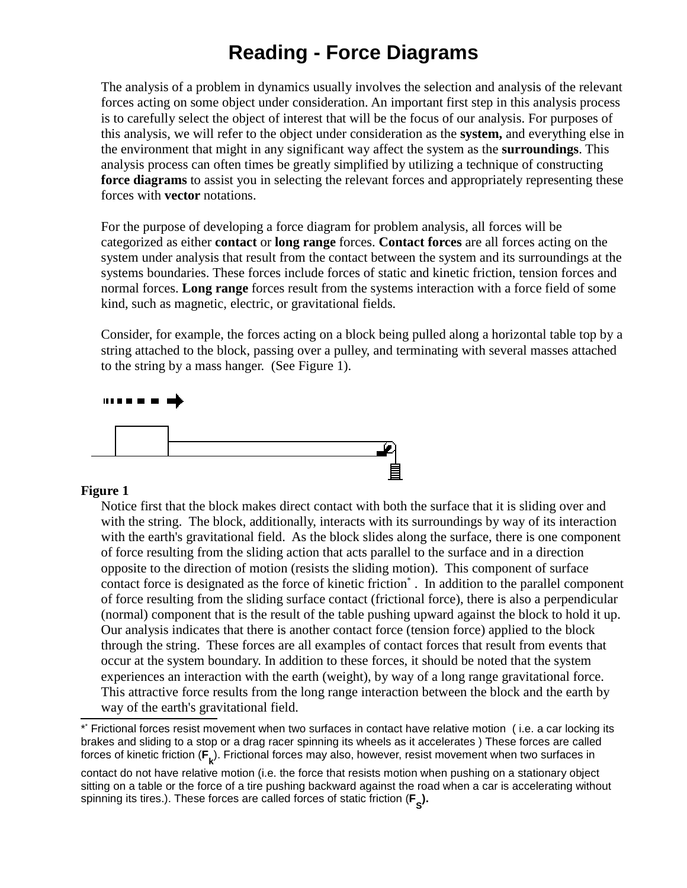# Reading - Force Diagrams

The analysis of a problem in dynamics usually involves the selection and analysis of the relevant forces acting on some object under consideration. An important first step in this analysis process is to carefully select the object of interest that will be the focus of our analysis. For purposes of this analysis, we will refer to the object under consideration as the **system,** and everything else in the environment that might in any significant way affect the system as the **surroundings**. This analysis process can often times be greatly simplified by utilizing a technique of constructing **force diagrams** to assist you in selecting the relevant forces and appropriately representing these forces with **vector** notations.

For the purpose of developing a force diagram for problem analysis, all forces will be categorized as either **contact** or **long range** forces. **Contact forces** are all forces acting on the system under analysis that result from the contact between the system and its surroundings at the systems boundaries. These forces include forces of static and kinetic friction, tension forces and normal forces. **Long range** forces result from the systems interaction with a force field of some kind, such as magnetic, electric, or gravitational fields.

Consider, for example, the forces acting on a block being pulled along a horizontal table top by a string attached to the block, passing over a pulley, and terminating with several masses attached to the string by a mass hanger. (See Figure 1).

**Figure 1**

Notice first that the block makes direct contact with both the surface that it is sliding over and with the string. The block, additionally, interacts with its surroundings by way of its interaction with the earth's gravitational field. As the block slides along the surface, there is one component of force resulting from the sliding action that acts parallel to the surface and in a direction opposite to the direction of motion (resists the sliding motion). This component of surface contact force is designated as the force of kinetic friction*. In addition to the parallel component of force resulting from the sliding surface contact (frictional force), there is also a perpendicular (normal) component that is the result of the table pushing upward against the block to hold it up. Our analysis indicates that there is another contact force (tension force) applied to the block through the string. These forces are all examples of contact forces that result from events that occur at the system boundary. In addition to these forces, it should be noted that the system experiences an interaction with the earth (weight), by way of a long range gravitational force. This attractive force results from the long range interaction between the block and the earth by way of the earth's gravitational field.

---

** Frictional forces resist movement when two surfaces in contact have relative motion ( i.e. a car locking its brakes and sliding to a stop or a drag racer spinning its wheels as it accelerates ) These forces are called forces of kinetic friction (**$F_k$**). Frictional forces may also, however, resist movement when two surfaces in contact do not have relative motion (i.e. the force that resists motion when pushing on a stationary object sitting on a table or the force of a tire pushing backward against the road when a car is accelerating without spinning its tires.). These forces are called forces of static friction (**$F_S$**).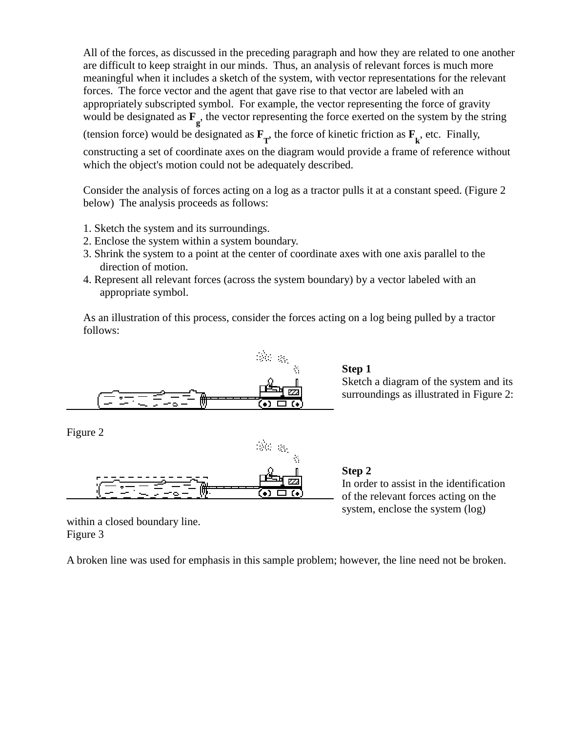All of the forces, as discussed in the preceding paragraph and how they are related to one another are difficult to keep straight in our minds. Thus, an analysis of relevant forces is much more meaningful when it includes a sketch of the system, with vector representations for the relevant forces. The force vector and the agent that gave rise to that vector are labeled with an appropriately subscripted symbol. For example, the vector representing the force of gravity would be designated as $\mathbf{F}_g$, the vector representing the force exerted on the system by the string (tension force) would be designated as $\mathbf{F}_T$, the force of kinetic friction as $\mathbf{F}_k$, etc. Finally, constructing a set of coordinate axes on the diagram would provide a frame of reference without which the object's motion could not be adequately described.

Consider the analysis of forces acting on a log as a tractor pulls it at a constant speed. (Figure 2 below) The analysis proceeds as follows:

1. Sketch the system and its surroundings.
2. Enclose the system within a system boundary.
3. Shrink the system to a point at the center of coordinate axes with one axis parallel to the direction of motion.
4. Represent all relevant forces (across the system boundary) by a vector labeled with an appropriate symbol.

As an illustration of this process, consider the forces acting on a log being pulled by a tractor follows:

**Step 1**
Sketch a diagram of the system and its surroundings as illustrated in Figure 2:

Figure 2

**Step 2**
In order to assist in the identification of the relevant forces acting on the system, enclose the system (log) within a closed boundary line.

Figure 3

A broken line was used for emphasis in this sample problem; however, the line need not be broken.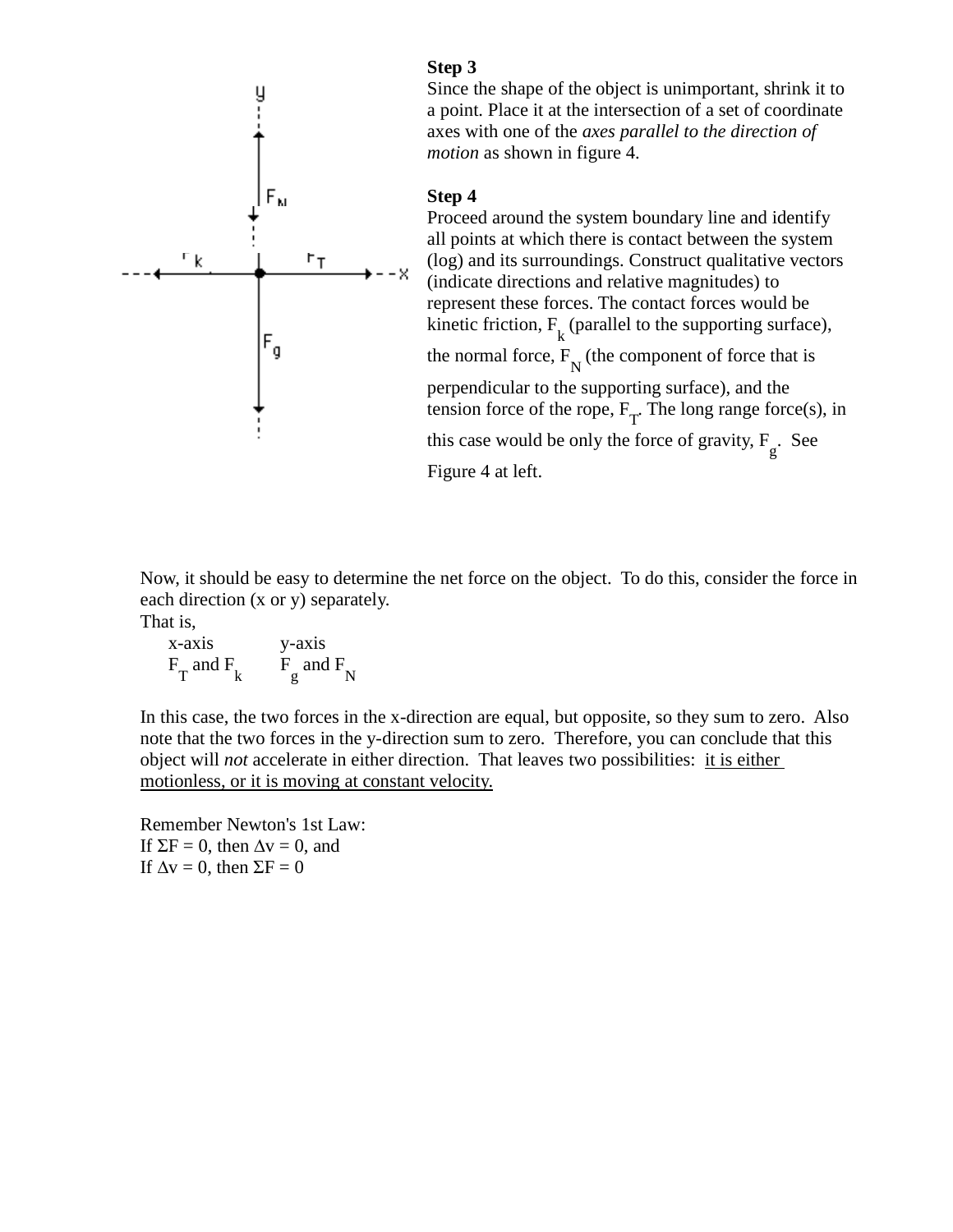**Step 3**

Since the shape of the object is unimportant, shrink it to a point. Place it at the intersection of a set of coordinate axes with one of the *axes parallel to the direction of motion* as shown in figure 4.

**Step 4**

Proceed around the system boundary line and identify all points at which there is contact between the system (log) and its surroundings. Construct qualitative vectors (indicate directions and relative magnitudes) to represent these forces. The contact forces would be kinetic friction, $F_k$ (parallel to the supporting surface), the normal force, $F_N$ (the component of force that is perpendicular to the supporting surface), and the tension force of the rope, $F_T$. The long range force(s), in this case would be only the force of gravity, $F_g$. See Figure 4 at left.

Now, it should be easy to determine the net force on the object. To do this, consider the force in each direction (x or y) separately.

That is,

| x-axis | y-axis |
| --- | --- |
| $F_T$ and $F_k$ | $F_g$ and $F_N$ |

In this case, the two forces in the x-direction are equal, but opposite, so they sum to zero. Also note that the two forces in the y-direction sum to zero. Therefore, you can conclude that this object will *not* accelerate in either direction. That leaves two possibilities: it is either motionless, or it is moving at constant velocity.

Remember Newton's 1st Law:

If $\Sigma F = 0$, then $\Delta v = 0$, and

If $\Delta v = 0$, then $\Sigma F = 0$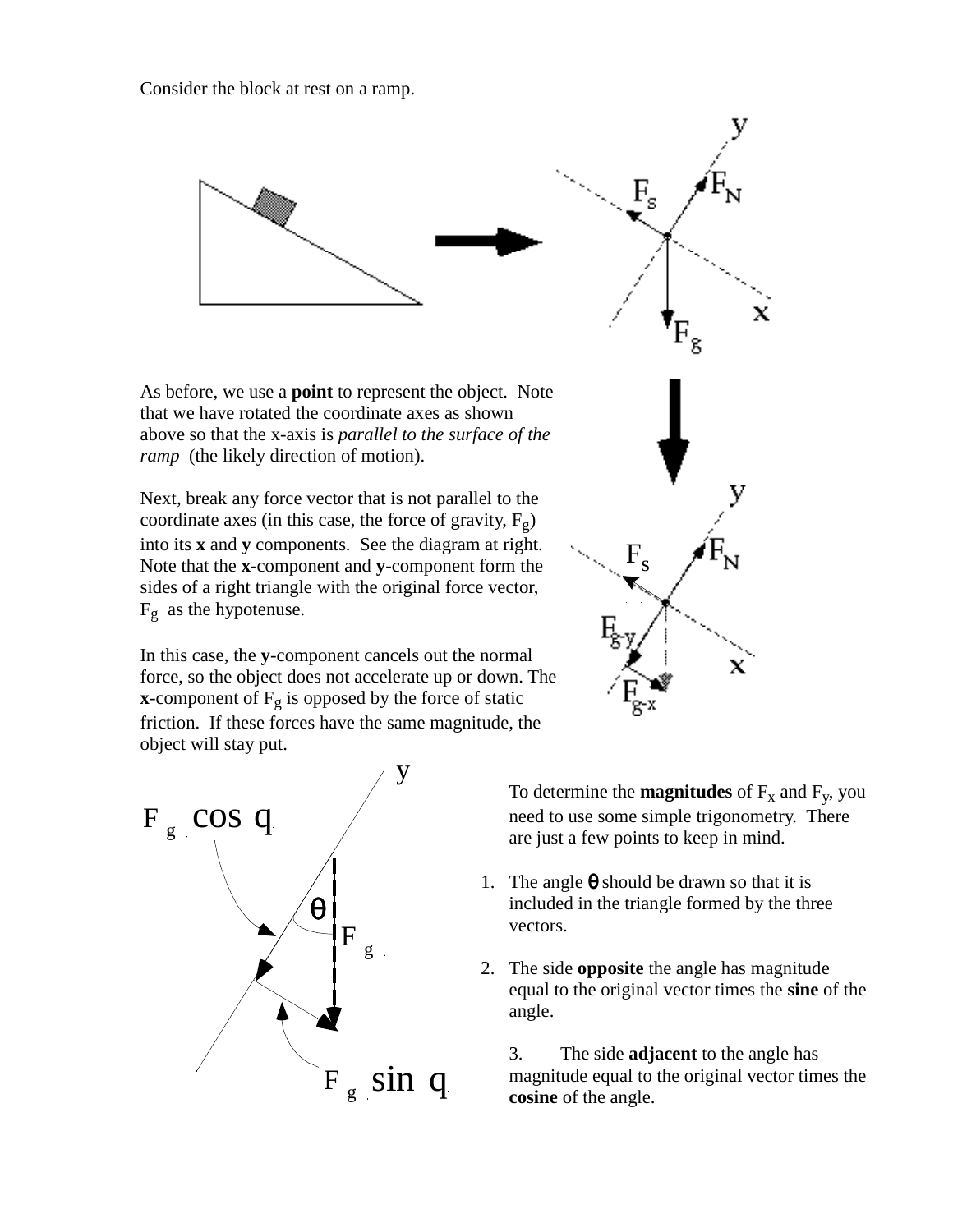Consider the block at rest on a ramp.

As before, we use a **point** to represent the object. Note that we have rotated the coordinate axes as shown above so that the x-axis is *parallel to the surface of the ramp* (the likely direction of motion).

Next, break any force vector that is not parallel to the coordinate axes (in this case, the force of gravity, $F_g$) into its **x** and **y** components. See the diagram at right. Note that the **x**-component and **y**-component form the sides of a right triangle with the original force vector, $F_g$ as the hypotenuse.

In this case, the **y**-component cancels out the normal force, so the object does not accelerate up or down. The **x**-component of $F_g$ is opposed by the force of static friction. If these forces have the same magnitude, the object will stay put.

To determine the **magnitudes** of $F_x$ and $F_y$, you need to use some simple trigonometry. There are just a few points to keep in mind.

1. The angle $\theta$ should be drawn so that it is included in the triangle formed by the three vectors.

2. The side **opposite** the angle has magnitude equal to the original vector times the **sine** of the angle.

3. The side **adjacent** to the angle has magnitude equal to the original vector times the **cosine** of the angle.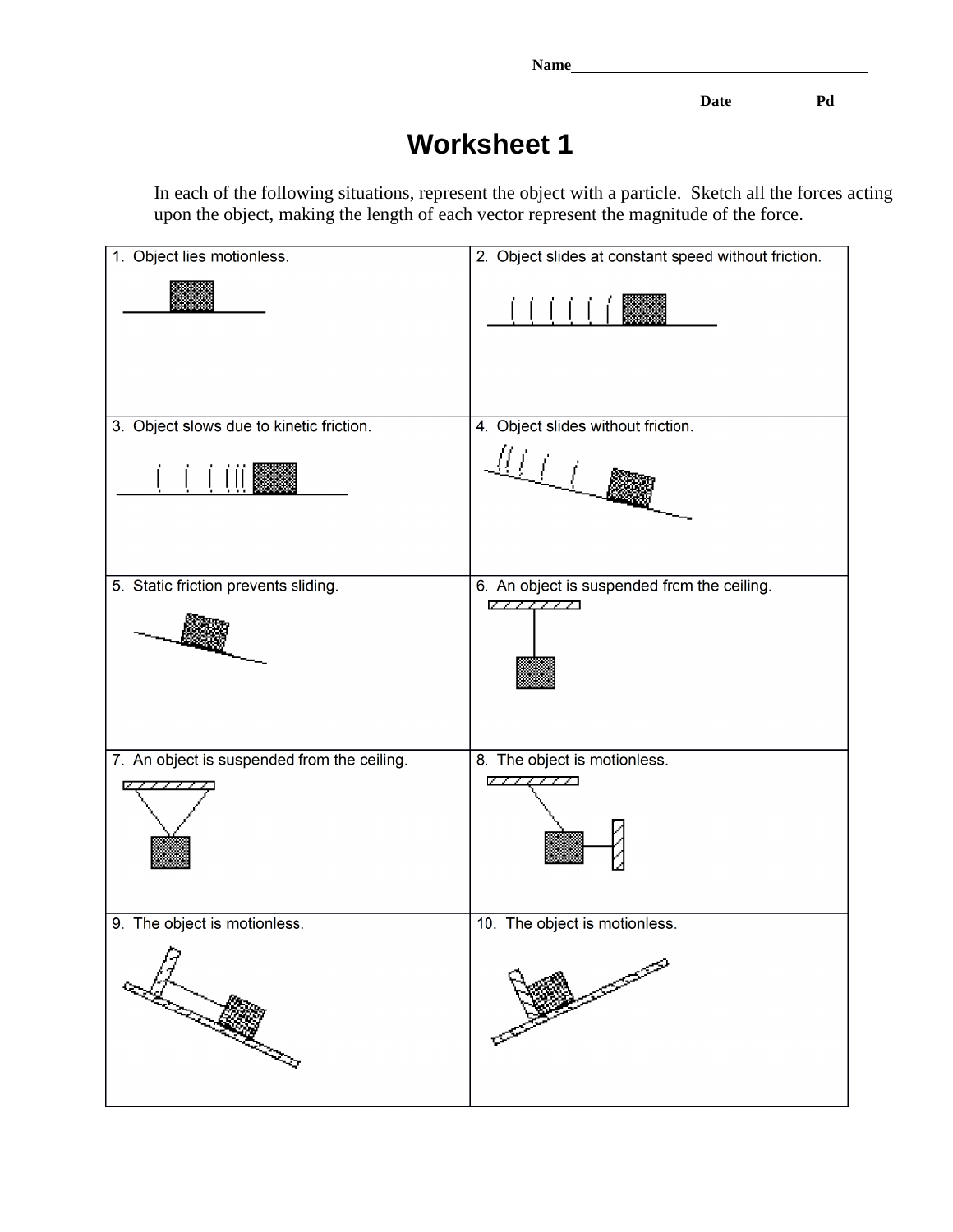Name______________________________________

Date __________ Pd____

# Worksheet 1

In each of the following situations, represent the object with a particle. Sketch all the forces acting upon the object, making the length of each vector represent the magnitude of the force.

| | |
|---|---|
| 1. Object lies motionless. | 2. Object slides at constant speed without friction. |
| 3. Object slows due to kinetic friction. | 4. Object slides without friction. |
| 5. Static friction prevents sliding. | 6. An object is suspended from the ceiling. |
| 7. An object is suspended from the ceiling. | 8. The object is motionless. |
| 9. The object is motionless. | 10. The object is motionless. |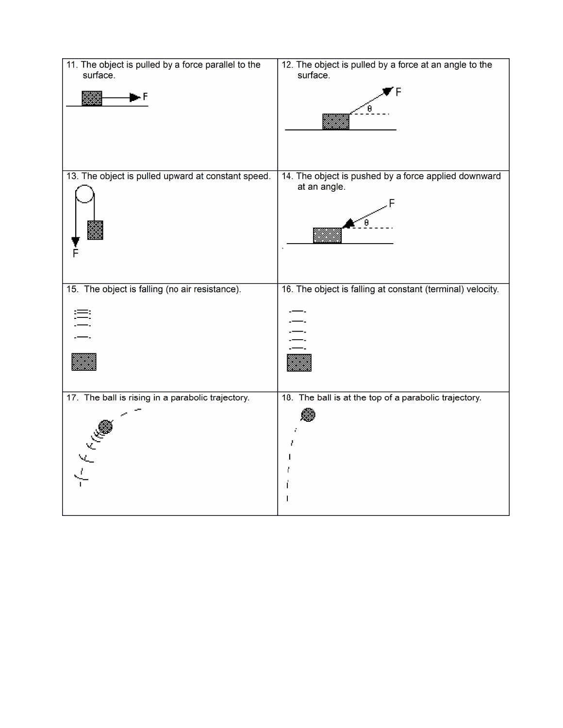| | |
| --- | --- |
| 11. The object is pulled by a force parallel to the surface. F | 12. The object is pulled by a force at an angle to the surface. F θ |
| 13. The object is pulled upward at constant speed. F | 14. The object is pushed by a force applied downward at an angle. F θ |
| 15. The object is falling (no air resistance). | 16. The object is falling at constant (terminal) velocity. |
| 17. The ball is rising in a parabolic trajectory. | 18. The ball is at the top of a parabolic trajectory. |